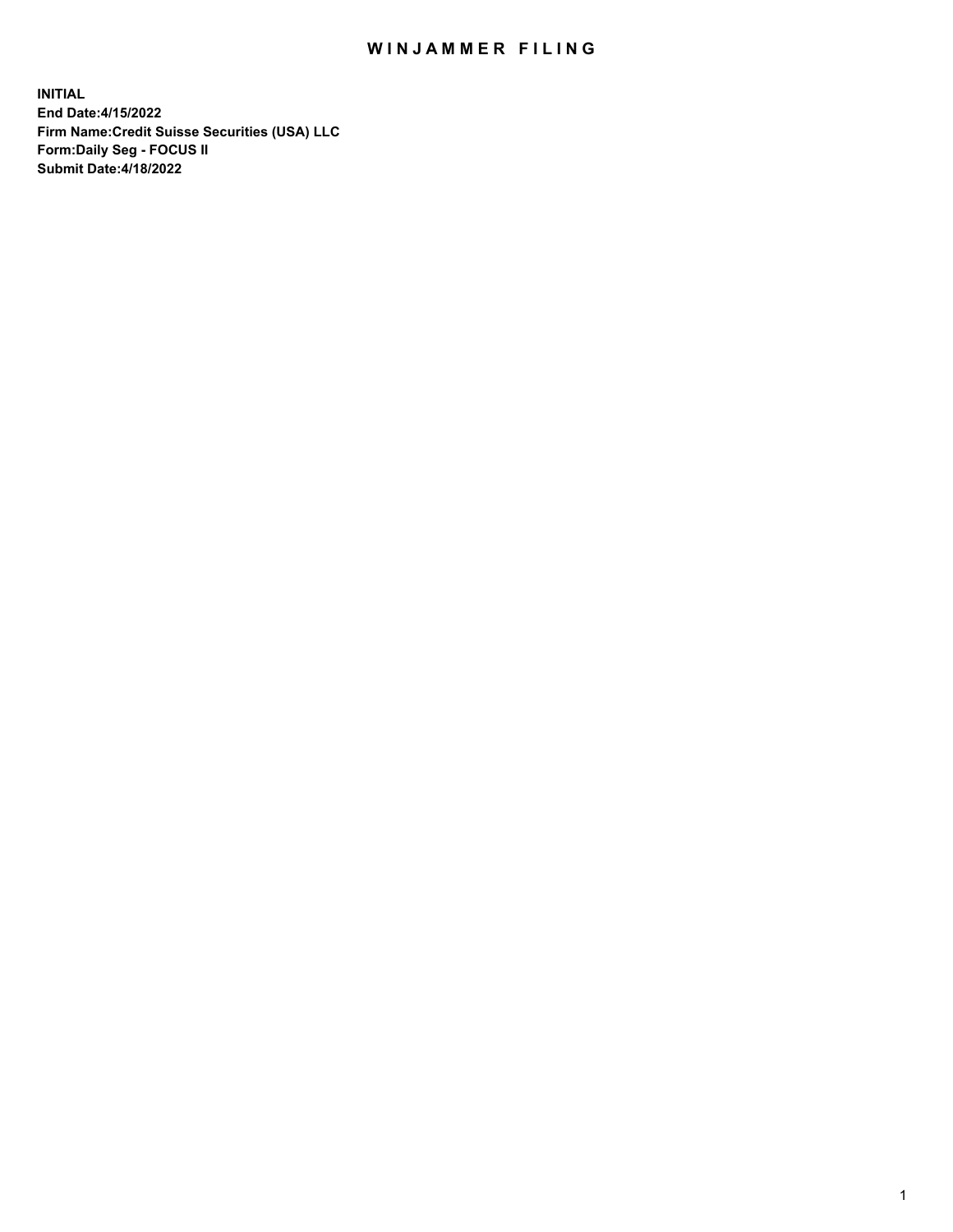# WINJAMMER FILING

**INITIAL**
**End Date:4/15/2022**
**Firm Name:Credit Suisse Securities (USA) LLC**
**Form:Daily Seg - FOCUS II**
**Submit Date:4/18/2022**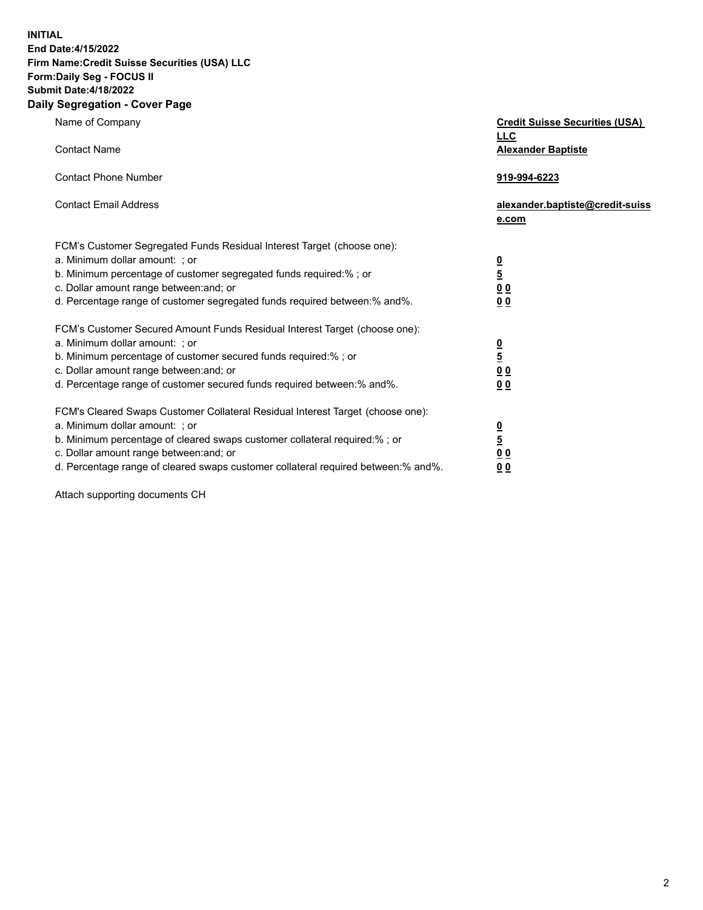**INITIAL**
**End Date:4/15/2022**
**Firm Name:Credit Suisse Securities (USA) LLC**
**Form:Daily Seg - FOCUS II**
**Submit Date:4/18/2022**

## Daily Segregation - Cover Page

| | |
|---|---|
| Name of Company | **Credit Suisse Securities (USA) LLC** |
| Contact Name | **Alexander Baptiste** |
| Contact Phone Number | **919-994-6223** |
| Contact Email Address | **alexander.baptiste@credit-suisse.com** |

FCM's Customer Segregated Funds Residual Interest Target (choose one):

| | |
|---|---|
| a. Minimum dollar amount: ; or | **0** |
| b. Minimum percentage of customer segregated funds required:% ; or | **5** |
| c. Dollar amount range between:and; or | **0 0** |
| d. Percentage range of customer segregated funds required between:% and%. | **0 0** |

FCM's Customer Secured Amount Funds Residual Interest Target (choose one):

| | |
|---|---|
| a. Minimum dollar amount: ; or | **0** |
| b. Minimum percentage of customer secured funds required:% ; or | **5** |
| c. Dollar amount range between:and; or | **0 0** |
| d. Percentage range of customer secured funds required between:% and%. | **0 0** |

FCM's Cleared Swaps Customer Collateral Residual Interest Target (choose one):

| | |
|---|---|
| a. Minimum dollar amount: ; or | **0** |
| b. Minimum percentage of cleared swaps customer collateral required:% ; or | **5** |
| c. Dollar amount range between:and; or | **0 0** |
| d. Percentage range of cleared swaps customer collateral required between:% and%. | **0 0** |

Attach supporting documents CH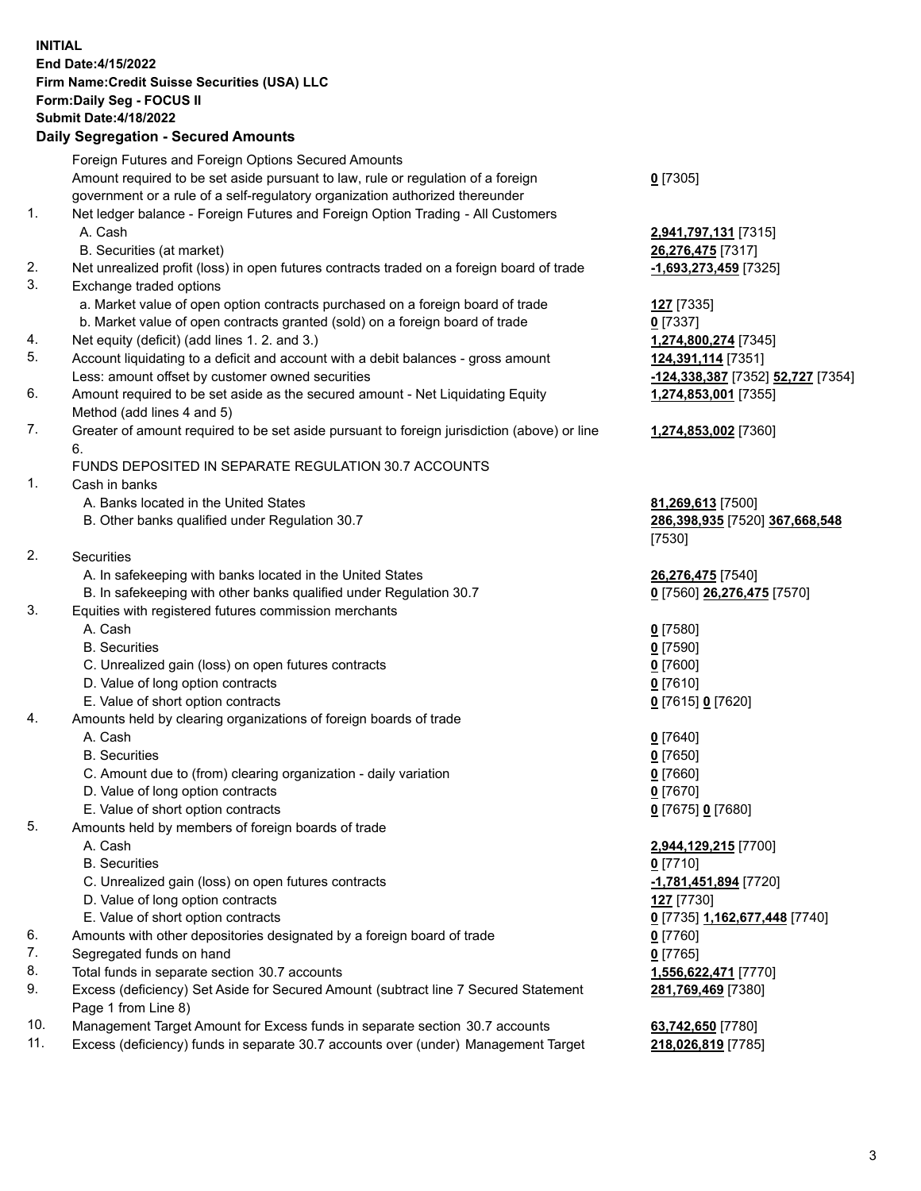**INITIAL**
**End Date:4/15/2022**
**Firm Name:Credit Suisse Securities (USA) LLC**
**Form:Daily Seg - FOCUS II**
**Submit Date:4/18/2022**

## Daily Segregation - Secured Amounts

| | | |
|---|---|---|
| | Foreign Futures and Foreign Options Secured Amounts | |
| | Amount required to be set aside pursuant to law, rule or regulation of a foreign government or a rule of a self-regulatory organization authorized thereunder | **0** [7305] |
| 1. | Net ledger balance - Foreign Futures and Foreign Option Trading - All Customers | |
| | A. Cash | **2,941,797,131** [7315] |
| | B. Securities (at market) | **26,276,475** [7317] |
| 2. | Net unrealized profit (loss) in open futures contracts traded on a foreign board of trade | **-1,693,273,459** [7325] |
| 3. | Exchange traded options | |
| | a. Market value of open option contracts purchased on a foreign board of trade | **127** [7335] |
| | b. Market value of open contracts granted (sold) on a foreign board of trade | **0** [7337] |
| 4. | Net equity (deficit) (add lines 1. 2. and 3.) | **1,274,800,274** [7345] |
| 5. | Account liquidating to a deficit and account with a debit balances - gross amount | **124,391,114** [7351] |
| | Less: amount offset by customer owned securities | **-124,338,387** [7352] **52,727** [7354] |
| 6. | Amount required to be set aside as the secured amount - Net Liquidating Equity Method (add lines 4 and 5) | **1,274,853,001** [7355] |
| 7. | Greater of amount required to be set aside pursuant to foreign jurisdiction (above) or line 6. | **1,274,853,002** [7360] |
| | FUNDS DEPOSITED IN SEPARATE REGULATION 30.7 ACCOUNTS | |
| 1. | Cash in banks | |
| | A. Banks located in the United States | **81,269,613** [7500] |
| | B. Other banks qualified under Regulation 30.7 | **286,398,935** [7520] **367,668,548** [7530] |
| 2. | Securities | |
| | A. In safekeeping with banks located in the United States | **26,276,475** [7540] |
| | B. In safekeeping with other banks qualified under Regulation 30.7 | **0** [7560] **26,276,475** [7570] |
| 3. | Equities with registered futures commission merchants | |
| | A. Cash | **0** [7580] |
| | B. Securities | **0** [7590] |
| | C. Unrealized gain (loss) on open futures contracts | **0** [7600] |
| | D. Value of long option contracts | **0** [7610] |
| | E. Value of short option contracts | **0** [7615] **0** [7620] |
| 4. | Amounts held by clearing organizations of foreign boards of trade | |
| | A. Cash | **0** [7640] |
| | B. Securities | **0** [7650] |
| | C. Amount due to (from) clearing organization - daily variation | **0** [7660] |
| | D. Value of long option contracts | **0** [7670] |
| | E. Value of short option contracts | **0** [7675] **0** [7680] |
| 5. | Amounts held by members of foreign boards of trade | |
| | A. Cash | **2,944,129,215** [7700] |
| | B. Securities | **0** [7710] |
| | C. Unrealized gain (loss) on open futures contracts | **-1,781,451,894** [7720] |
| | D. Value of long option contracts | **127** [7730] |
| | E. Value of short option contracts | **0** [7735] **1,162,677,448** [7740] |
| 6. | Amounts with other depositories designated by a foreign board of trade | **0** [7760] |
| 7. | Segregated funds on hand | **0** [7765] |
| 8. | Total funds in separate section 30.7 accounts | **1,556,622,471** [7770] |
| 9. | Excess (deficiency) Set Aside for Secured Amount (subtract line 7 Secured Statement Page 1 from Line 8) | **281,769,469** [7380] |
| 10. | Management Target Amount for Excess funds in separate section 30.7 accounts | **63,742,650** [7780] |
| 11. | Excess (deficiency) funds in separate 30.7 accounts over (under) Management Target | **218,026,819** [7785] |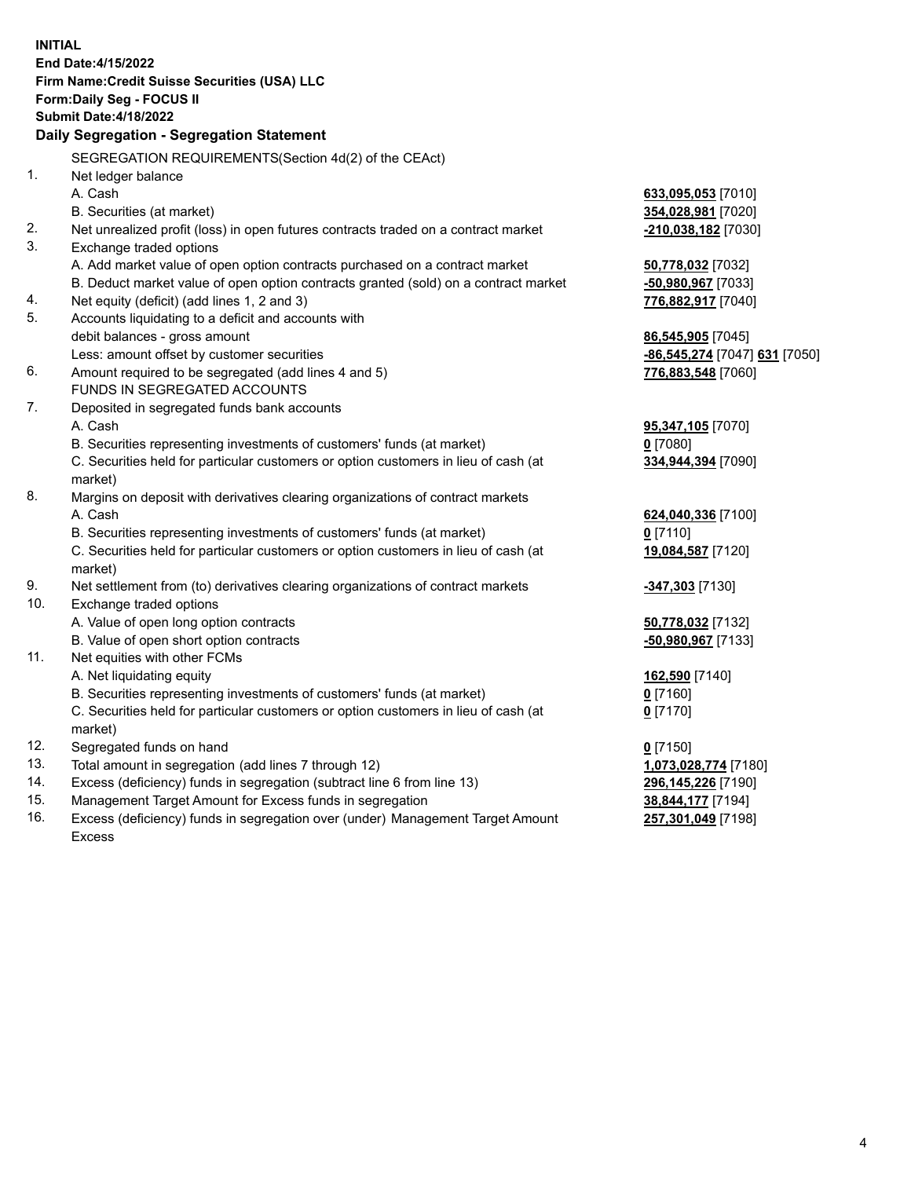**INITIAL**
**End Date:4/15/2022**
**Firm Name:Credit Suisse Securities (USA) LLC**
**Form:Daily Seg - FOCUS II**
**Submit Date:4/18/2022**

## Daily Segregation - Segregation Statement

| | | |
|---|---|---|
| | SEGREGATION REQUIREMENTS(Section 4d(2) of the CEAct) | |
| 1. | Net ledger balance | |
| | A. Cash | **633,095,053** [7010] |
| | B. Securities (at market) | **354,028,981** [7020] |
| 2. | Net unrealized profit (loss) in open futures contracts traded on a contract market | **-210,038,182** [7030] |
| 3. | Exchange traded options | |
| | A. Add market value of open option contracts purchased on a contract market | **50,778,032** [7032] |
| | B. Deduct market value of open option contracts granted (sold) on a contract market | **-50,980,967** [7033] |
| 4. | Net equity (deficit) (add lines 1, 2 and 3) | **776,882,917** [7040] |
| 5. | Accounts liquidating to a deficit and accounts with debit balances - gross amount | **86,545,905** [7045] |
| | Less: amount offset by customer securities | **-86,545,274** [7047] **631** [7050] |
| 6. | Amount required to be segregated (add lines 4 and 5) | **776,883,548** [7060] |
| | FUNDS IN SEGREGATED ACCOUNTS | |
| 7. | Deposited in segregated funds bank accounts | |
| | A. Cash | **95,347,105** [7070] |
| | B. Securities representing investments of customers' funds (at market) | **0** [7080] |
| | C. Securities held for particular customers or option customers in lieu of cash (at market) | **334,944,394** [7090] |
| 8. | Margins on deposit with derivatives clearing organizations of contract markets | |
| | A. Cash | **624,040,336** [7100] |
| | B. Securities representing investments of customers' funds (at market) | **0** [7110] |
| | C. Securities held for particular customers or option customers in lieu of cash (at market) | **19,084,587** [7120] |
| 9. | Net settlement from (to) derivatives clearing organizations of contract markets | **-347,303** [7130] |
| 10. | Exchange traded options | |
| | A. Value of open long option contracts | **50,778,032** [7132] |
| | B. Value of open short option contracts | **-50,980,967** [7133] |
| 11. | Net equities with other FCMs | |
| | A. Net liquidating equity | **162,590** [7140] |
| | B. Securities representing investments of customers' funds (at market) | **0** [7160] |
| | C. Securities held for particular customers or option customers in lieu of cash (at market) | **0** [7170] |
| 12. | Segregated funds on hand | **0** [7150] |
| 13. | Total amount in segregation (add lines 7 through 12) | **1,073,028,774** [7180] |
| 14. | Excess (deficiency) funds in segregation (subtract line 6 from line 13) | **296,145,226** [7190] |
| 15. | Management Target Amount for Excess funds in segregation | **38,844,177** [7194] |
| 16. | Excess (deficiency) funds in segregation over (under) Management Target Amount Excess | **257,301,049** [7198] |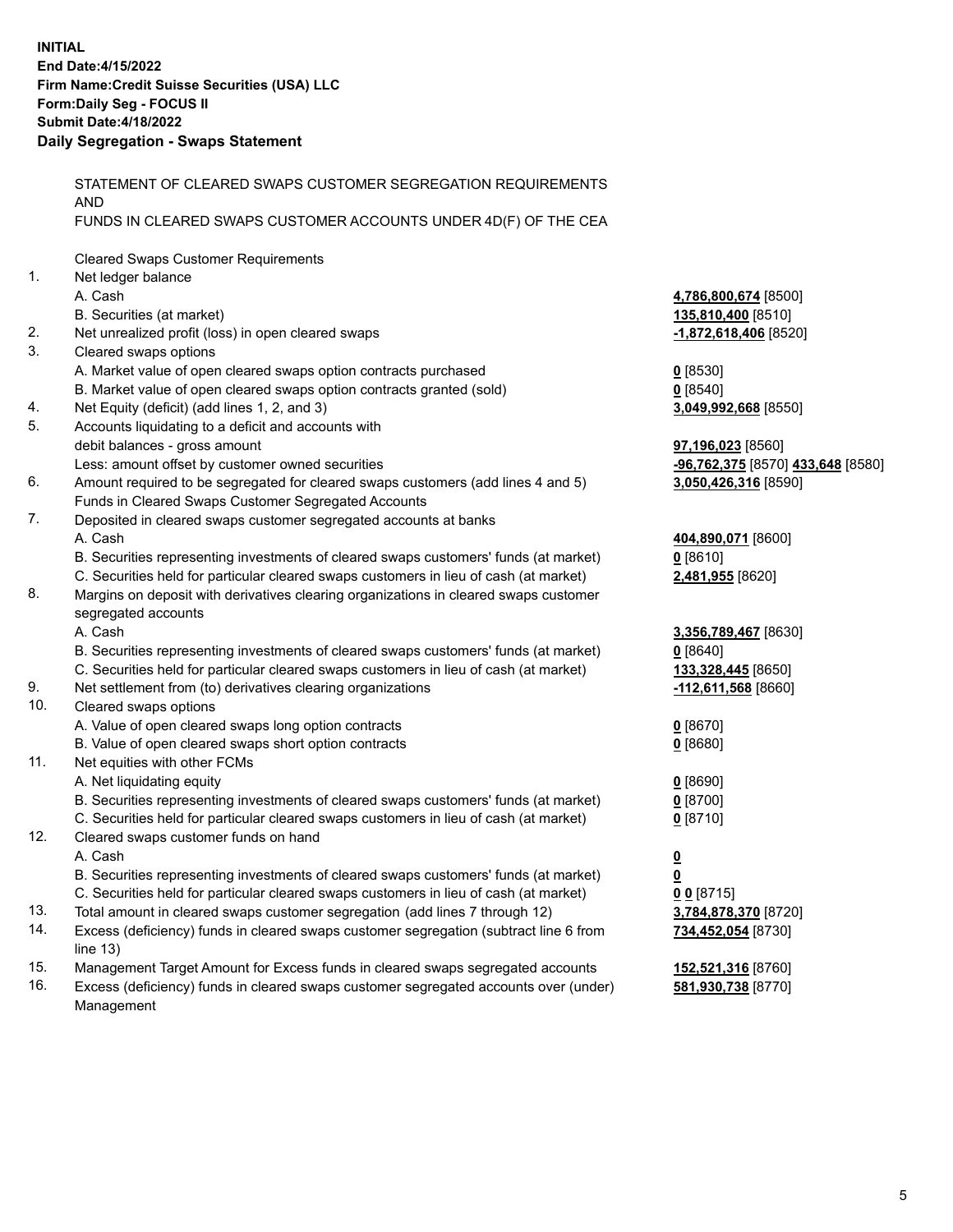**INITIAL**
**End Date:4/15/2022**
**Firm Name:Credit Suisse Securities (USA) LLC**
**Form:Daily Seg - FOCUS II**
**Submit Date:4/18/2022**
**Daily Segregation - Swaps Statement**

STATEMENT OF CLEARED SWAPS CUSTOMER SEGREGATION REQUIREMENTS AND
FUNDS IN CLEARED SWAPS CUSTOMER ACCOUNTS UNDER 4D(F) OF THE CEA

| | | |
|---|---|---|
| | Cleared Swaps Customer Requirements | |
| 1. | Net ledger balance | |
| | A. Cash | **4,786,800,674** [8500] |
| | B. Securities (at market) | **135,810,400** [8510] |
| 2. | Net unrealized profit (loss) in open cleared swaps | **-1,872,618,406** [8520] |
| 3. | Cleared swaps options | |
| | A. Market value of open cleared swaps option contracts purchased | **0** [8530] |
| | B. Market value of open cleared swaps option contracts granted (sold) | **0** [8540] |
| 4. | Net Equity (deficit) (add lines 1, 2, and 3) | **3,049,992,668** [8550] |
| 5. | Accounts liquidating to a deficit and accounts with debit balances - gross amount | **97,196,023** [8560] |
| | Less: amount offset by customer owned securities | **-96,762,375** [8570] **433,648** [8580] |
| 6. | Amount required to be segregated for cleared swaps customers (add lines 4 and 5) | **3,050,426,316** [8590] |
| | Funds in Cleared Swaps Customer Segregated Accounts | |
| 7. | Deposited in cleared swaps customer segregated accounts at banks | |
| | A. Cash | **404,890,071** [8600] |
| | B. Securities representing investments of cleared swaps customers' funds (at market) | **0** [8610] |
| | C. Securities held for particular cleared swaps customers in lieu of cash (at market) | **2,481,955** [8620] |
| 8. | Margins on deposit with derivatives clearing organizations in cleared swaps customer segregated accounts | |
| | A. Cash | **3,356,789,467** [8630] |
| | B. Securities representing investments of cleared swaps customers' funds (at market) | **0** [8640] |
| | C. Securities held for particular cleared swaps customers in lieu of cash (at market) | **133,328,445** [8650] |
| 9. | Net settlement from (to) derivatives clearing organizations | **-112,611,568** [8660] |
| 10. | Cleared swaps options | |
| | A. Value of open cleared swaps long option contracts | **0** [8670] |
| | B. Value of open cleared swaps short option contracts | **0** [8680] |
| 11. | Net equities with other FCMs | |
| | A. Net liquidating equity | **0** [8690] |
| | B. Securities representing investments of cleared swaps customers' funds (at market) | **0** [8700] |
| | C. Securities held for particular cleared swaps customers in lieu of cash (at market) | **0** [8710] |
| 12. | Cleared swaps customer funds on hand | |
| | A. Cash | **0** |
| | B. Securities representing investments of cleared swaps customers' funds (at market) | **0** |
| | C. Securities held for particular cleared swaps customers in lieu of cash (at market) | **0** **0** [8715] |
| 13. | Total amount in cleared swaps customer segregation (add lines 7 through 12) | **3,784,878,370** [8720] |
| 14. | Excess (deficiency) funds in cleared swaps customer segregation (subtract line 6 from line 13) | **734,452,054** [8730] |
| 15. | Management Target Amount for Excess funds in cleared swaps segregated accounts | **152,521,316** [8760] |
| 16. | Excess (deficiency) funds in cleared swaps customer segregated accounts over (under) Management | **581,930,738** [8770] |